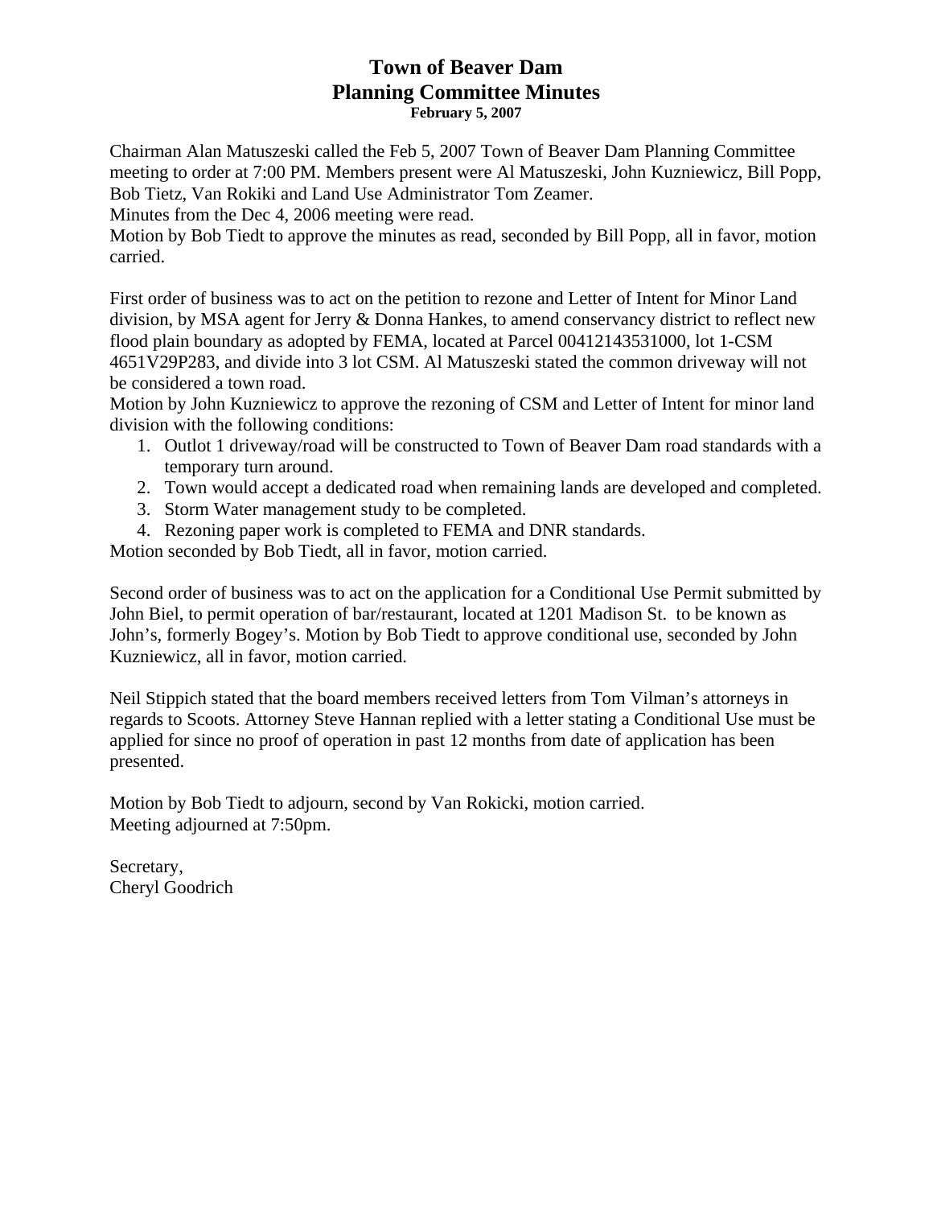# Town of Beaver Dam
# Planning Committee Minutes
**February 5, 2007**

Chairman Alan Matuszeski called the Feb 5, 2007 Town of Beaver Dam Planning Committee meeting to order at 7:00 PM. Members present were Al Matuszeski, John Kuzniewicz, Bill Popp, Bob Tietz, Van Rokiki and Land Use Administrator Tom Zeamer.
Minutes from the Dec 4, 2006 meeting were read.
Motion by Bob Tiedt to approve the minutes as read, seconded by Bill Popp, all in favor, motion carried.

First order of business was to act on the petition to rezone and Letter of Intent for Minor Land division, by MSA agent for Jerry & Donna Hankes, to amend conservancy district to reflect new flood plain boundary as adopted by FEMA, located at Parcel 00412143531000, lot 1-CSM 4651V29P283, and divide into 3 lot CSM. Al Matuszeski stated the common driveway will not be considered a town road.
Motion by John Kuzniewicz to approve the rezoning of CSM and Letter of Intent for minor land division with the following conditions:

1. Outlot 1 driveway/road will be constructed to Town of Beaver Dam road standards with a temporary turn around.
2. Town would accept a dedicated road when remaining lands are developed and completed.
3. Storm Water management study to be completed.
4. Rezoning paper work is completed to FEMA and DNR standards.

Motion seconded by Bob Tiedt, all in favor, motion carried.

Second order of business was to act on the application for a Conditional Use Permit submitted by John Biel, to permit operation of bar/restaurant, located at 1201 Madison St. to be known as John's, formerly Bogey's. Motion by Bob Tiedt to approve conditional use, seconded by John Kuzniewicz, all in favor, motion carried.

Neil Stippich stated that the board members received letters from Tom Vilman's attorneys in regards to Scoots. Attorney Steve Hannan replied with a letter stating a Conditional Use must be applied for since no proof of operation in past 12 months from date of application has been presented.

Motion by Bob Tiedt to adjourn, second by Van Rokicki, motion carried.
Meeting adjourned at 7:50pm.

Secretary,
Cheryl Goodrich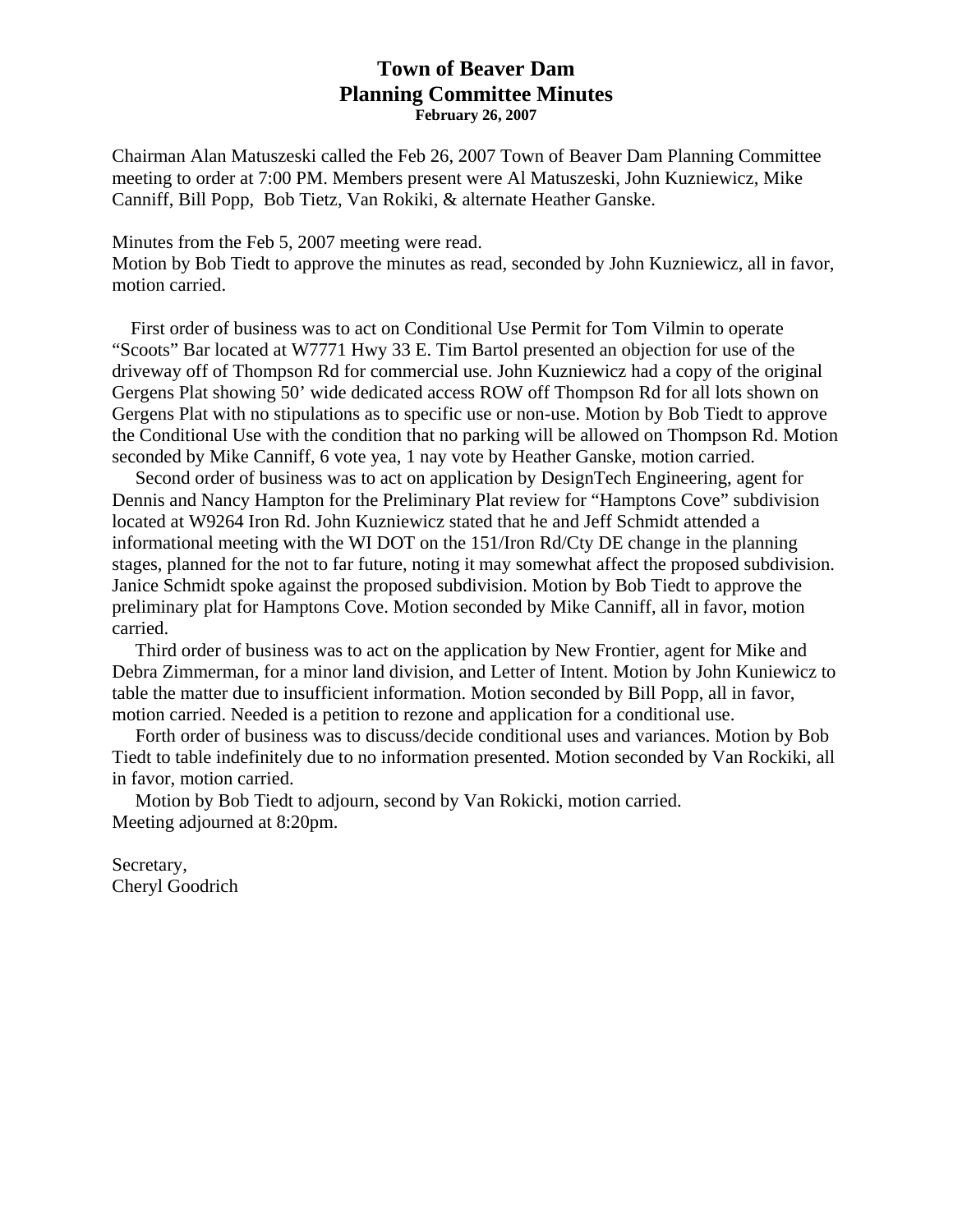# Town of Beaver Dam
## Planning Committee Minutes
**February 26, 2007**

Chairman Alan Matuszeski called the Feb 26, 2007 Town of Beaver Dam Planning Committee meeting to order at 7:00 PM. Members present were Al Matuszeski, John Kuzniewicz, Mike Canniff, Bill Popp, Bob Tietz, Van Rokiki, & alternate Heather Ganske.

Minutes from the Feb 5, 2007 meeting were read.
Motion by Bob Tiedt to approve the minutes as read, seconded by John Kuzniewicz, all in favor, motion carried.

First order of business was to act on Conditional Use Permit for Tom Vilmin to operate "Scoots" Bar located at W7771 Hwy 33 E. Tim Bartol presented an objection for use of the driveway off of Thompson Rd for commercial use. John Kuzniewicz had a copy of the original Gergens Plat showing 50' wide dedicated access ROW off Thompson Rd for all lots shown on Gergens Plat with no stipulations as to specific use or non-use. Motion by Bob Tiedt to approve the Conditional Use with the condition that no parking will be allowed on Thompson Rd. Motion seconded by Mike Canniff, 6 vote yea, 1 nay vote by Heather Ganske, motion carried.

Second order of business was to act on application by DesignTech Engineering, agent for Dennis and Nancy Hampton for the Preliminary Plat review for "Hamptons Cove" subdivision located at W9264 Iron Rd. John Kuzniewicz stated that he and Jeff Schmidt attended a informational meeting with the WI DOT on the 151/Iron Rd/Cty DE change in the planning stages, planned for the not to far future, noting it may somewhat affect the proposed subdivision. Janice Schmidt spoke against the proposed subdivision. Motion by Bob Tiedt to approve the preliminary plat for Hamptons Cove. Motion seconded by Mike Canniff, all in favor, motion carried.

Third order of business was to act on the application by New Frontier, agent for Mike and Debra Zimmerman, for a minor land division, and Letter of Intent. Motion by John Kuniewicz to table the matter due to insufficient information. Motion seconded by Bill Popp, all in favor, motion carried. Needed is a petition to rezone and application for a conditional use.

Forth order of business was to discuss/decide conditional uses and variances. Motion by Bob Tiedt to table indefinitely due to no information presented. Motion seconded by Van Rockiki, all in favor, motion carried.

Motion by Bob Tiedt to adjourn, second by Van Rokicki, motion carried.
Meeting adjourned at 8:20pm.

Secretary,
Cheryl Goodrich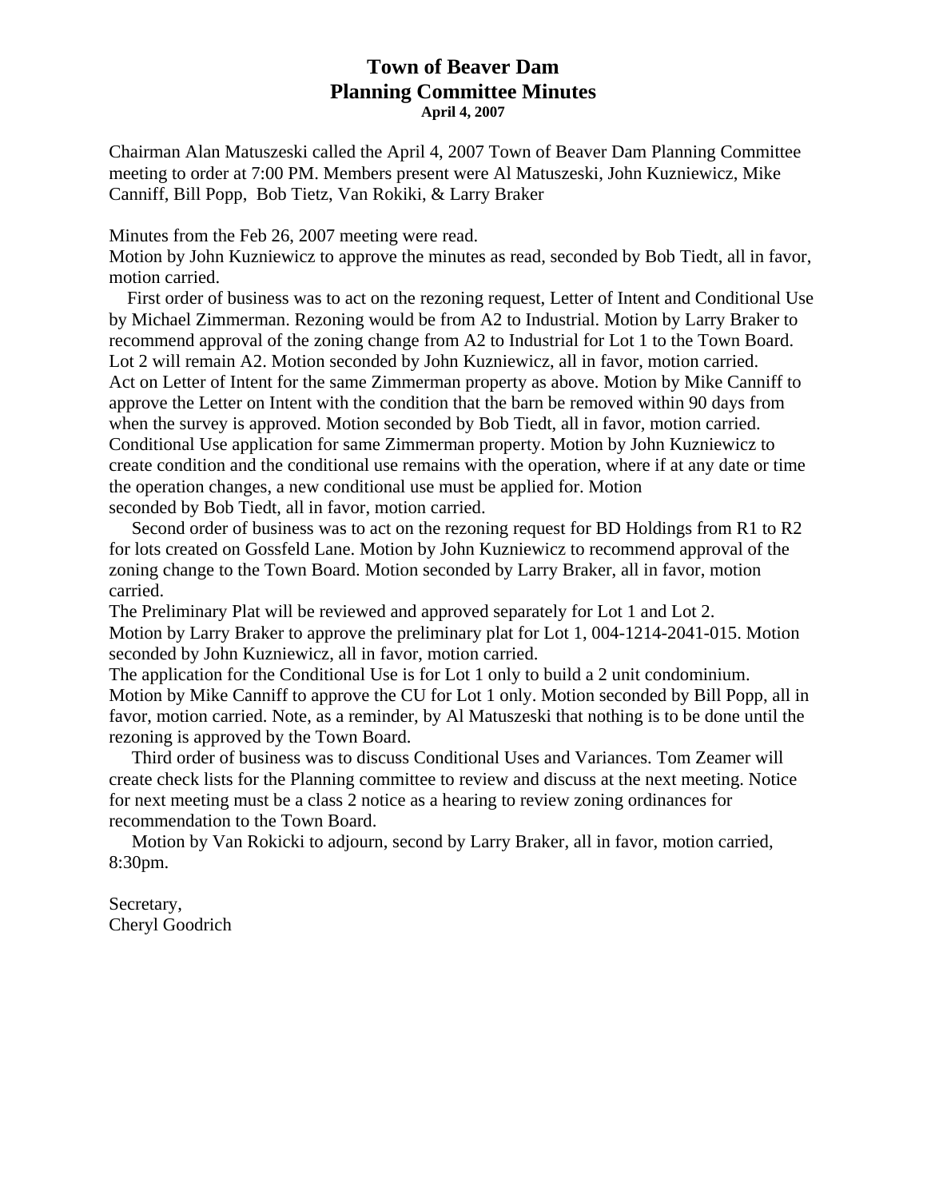# Town of Beaver Dam
## Planning Committee Minutes
**April 4, 2007**

Chairman Alan Matuszeski called the April 4, 2007 Town of Beaver Dam Planning Committee meeting to order at 7:00 PM. Members present were Al Matuszeski, John Kuzniewicz, Mike Canniff, Bill Popp, Bob Tietz, Van Rokiki, & Larry Braker

Minutes from the Feb 26, 2007 meeting were read.
Motion by John Kuzniewicz to approve the minutes as read, seconded by Bob Tiedt, all in favor, motion carried.

First order of business was to act on the rezoning request, Letter of Intent and Conditional Use by Michael Zimmerman. Rezoning would be from A2 to Industrial. Motion by Larry Braker to recommend approval of the zoning change from A2 to Industrial for Lot 1 to the Town Board. Lot 2 will remain A2. Motion seconded by John Kuzniewicz, all in favor, motion carried.
Act on Letter of Intent for the same Zimmerman property as above. Motion by Mike Canniff to approve the Letter on Intent with the condition that the barn be removed within 90 days from when the survey is approved. Motion seconded by Bob Tiedt, all in favor, motion carried.
Conditional Use application for same Zimmerman property. Motion by John Kuzniewicz to create condition and the conditional use remains with the operation, where if at any date or time the operation changes, a new conditional use must be applied for. Motion seconded by Bob Tiedt, all in favor, motion carried.

Second order of business was to act on the rezoning request for BD Holdings from R1 to R2 for lots created on Gossfeld Lane. Motion by John Kuzniewicz to recommend approval of the zoning change to the Town Board. Motion seconded by Larry Braker, all in favor, motion carried.
The Preliminary Plat will be reviewed and approved separately for Lot 1 and Lot 2.
Motion by Larry Braker to approve the preliminary plat for Lot 1, 004-1214-2041-015. Motion seconded by John Kuzniewicz, all in favor, motion carried.
The application for the Conditional Use is for Lot 1 only to build a 2 unit condominium.
Motion by Mike Canniff to approve the CU for Lot 1 only. Motion seconded by Bill Popp, all in favor, motion carried. Note, as a reminder, by Al Matuszeski that nothing is to be done until the rezoning is approved by the Town Board.

Third order of business was to discuss Conditional Uses and Variances. Tom Zeamer will create check lists for the Planning committee to review and discuss at the next meeting. Notice for next meeting must be a class 2 notice as a hearing to review zoning ordinances for recommendation to the Town Board.

Motion by Van Rokicki to adjourn, second by Larry Braker, all in favor, motion carried, 8:30pm.

Secretary,
Cheryl Goodrich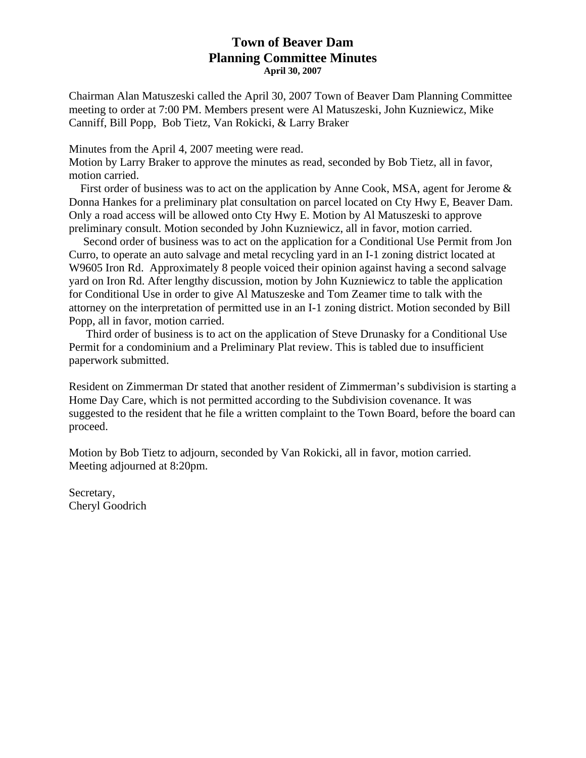# Town of Beaver Dam
# Planning Committee Minutes
**April 30, 2007**

Chairman Alan Matuszeski called the April 30, 2007 Town of Beaver Dam Planning Committee meeting to order at 7:00 PM. Members present were Al Matuszeski, John Kuzniewicz, Mike Canniff, Bill Popp, Bob Tietz, Van Rokicki, & Larry Braker

Minutes from the April 4, 2007 meeting were read.
Motion by Larry Braker to approve the minutes as read, seconded by Bob Tietz, all in favor, motion carried.

First order of business was to act on the application by Anne Cook, MSA, agent for Jerome & Donna Hankes for a preliminary plat consultation on parcel located on Cty Hwy E, Beaver Dam. Only a road access will be allowed onto Cty Hwy E. Motion by Al Matuszeski to approve preliminary consult. Motion seconded by John Kuzniewicz, all in favor, motion carried.

Second order of business was to act on the application for a Conditional Use Permit from Jon Curro, to operate an auto salvage and metal recycling yard in an I-1 zoning district located at W9605 Iron Rd. Approximately 8 people voiced their opinion against having a second salvage yard on Iron Rd. After lengthy discussion, motion by John Kuzniewicz to table the application for Conditional Use in order to give Al Matuszeske and Tom Zeamer time to talk with the attorney on the interpretation of permitted use in an I-1 zoning district. Motion seconded by Bill Popp, all in favor, motion carried.

Third order of business is to act on the application of Steve Drunasky for a Conditional Use Permit for a condominium and a Preliminary Plat review. This is tabled due to insufficient paperwork submitted.

Resident on Zimmerman Dr stated that another resident of Zimmerman's subdivision is starting a Home Day Care, which is not permitted according to the Subdivision covenance. It was suggested to the resident that he file a written complaint to the Town Board, before the board can proceed.

Motion by Bob Tietz to adjourn, seconded by Van Rokicki, all in favor, motion carried.
Meeting adjourned at 8:20pm.

Secretary,
Cheryl Goodrich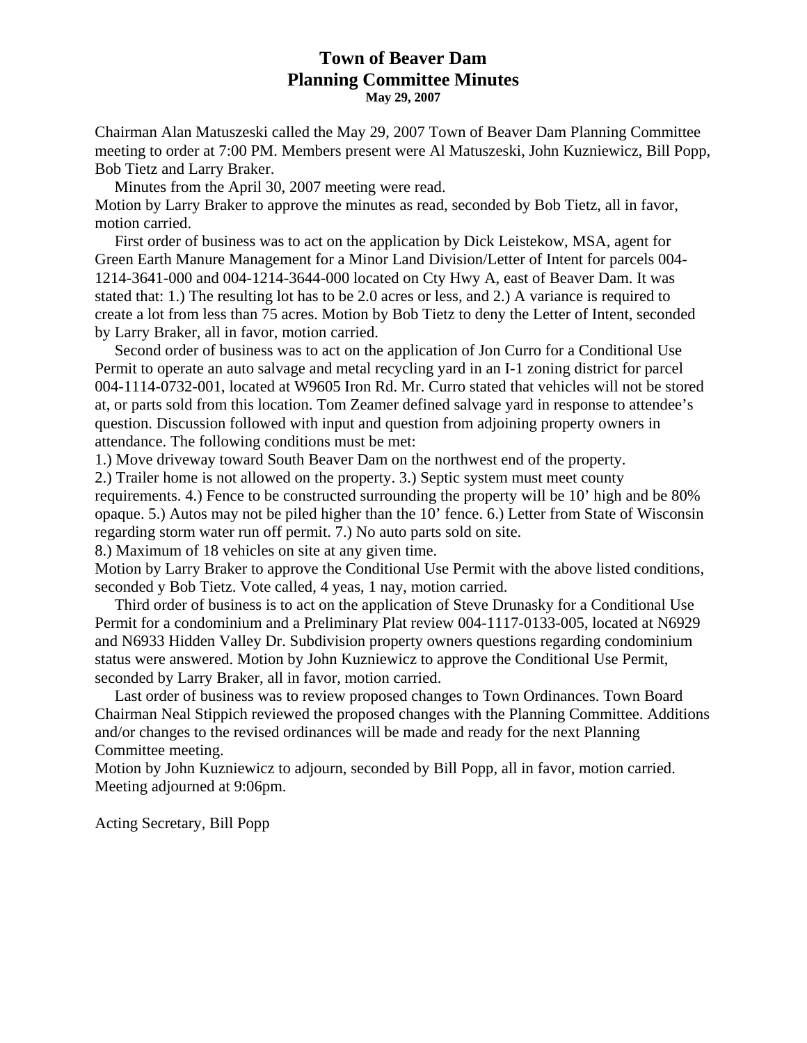# Town of Beaver Dam
# Planning Committee Minutes

**May 29, 2007**

Chairman Alan Matuszeski called the May 29, 2007 Town of Beaver Dam Planning Committee meeting to order at 7:00 PM. Members present were Al Matuszeski, John Kuzniewicz, Bill Popp, Bob Tietz and Larry Braker.

Minutes from the April 30, 2007 meeting were read.

Motion by Larry Braker to approve the minutes as read, seconded by Bob Tietz, all in favor, motion carried.

First order of business was to act on the application by Dick Leistekow, MSA, agent for Green Earth Manure Management for a Minor Land Division/Letter of Intent for parcels 004-1214-3641-000 and 004-1214-3644-000 located on Cty Hwy A, east of Beaver Dam. It was stated that: 1.) The resulting lot has to be 2.0 acres or less, and 2.) A variance is required to create a lot from less than 75 acres. Motion by Bob Tietz to deny the Letter of Intent, seconded by Larry Braker, all in favor, motion carried.

Second order of business was to act on the application of Jon Curro for a Conditional Use Permit to operate an auto salvage and metal recycling yard in an I-1 zoning district for parcel 004-1114-0732-001, located at W9605 Iron Rd. Mr. Curro stated that vehicles will not be stored at, or parts sold from this location. Tom Zeamer defined salvage yard in response to attendee's question. Discussion followed with input and question from adjoining property owners in attendance. The following conditions must be met:

1.) Move driveway toward South Beaver Dam on the northwest end of the property.

2.) Trailer home is not allowed on the property. 3.) Septic system must meet county requirements. 4.) Fence to be constructed surrounding the property will be 10' high and be 80% opaque. 5.) Autos may not be piled higher than the 10' fence. 6.) Letter from State of Wisconsin regarding storm water run off permit. 7.) No auto parts sold on site.

8.) Maximum of 18 vehicles on site at any given time.

Motion by Larry Braker to approve the Conditional Use Permit with the above listed conditions, seconded y Bob Tietz. Vote called, 4 yeas, 1 nay, motion carried.

Third order of business is to act on the application of Steve Drunasky for a Conditional Use Permit for a condominium and a Preliminary Plat review 004-1117-0133-005, located at N6929 and N6933 Hidden Valley Dr. Subdivision property owners questions regarding condominium status were answered. Motion by John Kuzniewicz to approve the Conditional Use Permit, seconded by Larry Braker, all in favor, motion carried.

Last order of business was to review proposed changes to Town Ordinances. Town Board Chairman Neal Stippich reviewed the proposed changes with the Planning Committee. Additions and/or changes to the revised ordinances will be made and ready for the next Planning Committee meeting.

Motion by John Kuzniewicz to adjourn, seconded by Bill Popp, all in favor, motion carried. Meeting adjourned at 9:06pm.

Acting Secretary, Bill Popp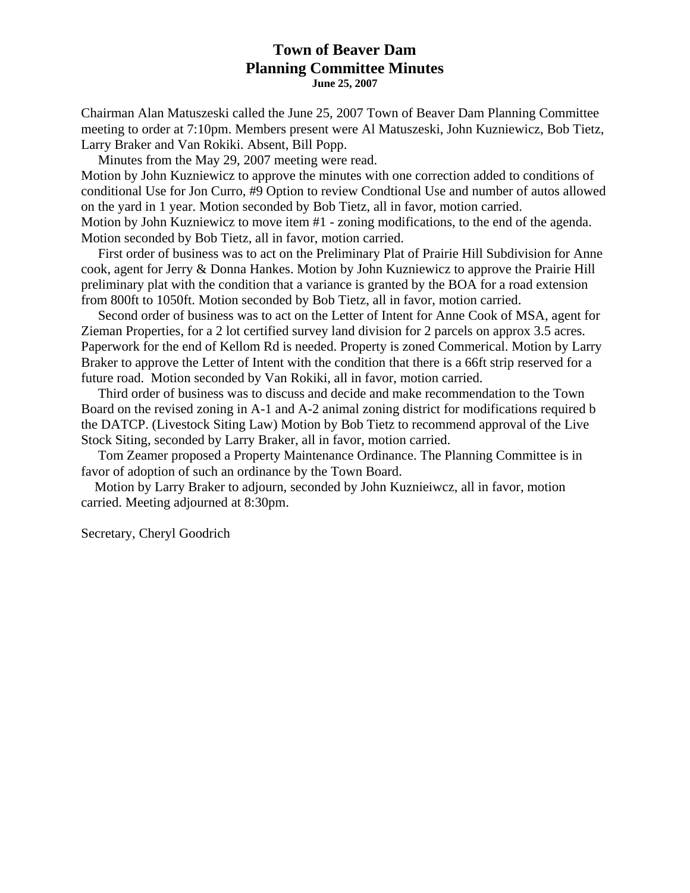# Town of Beaver Dam
# Planning Committee Minutes
**June 25, 2007**

Chairman Alan Matuszeski called the June 25, 2007 Town of Beaver Dam Planning Committee meeting to order at 7:10pm. Members present were Al Matuszeski, John Kuzniewicz, Bob Tietz, Larry Braker and Van Rokiki. Absent, Bill Popp.

Minutes from the May 29, 2007 meeting were read.

Motion by John Kuzniewicz to approve the minutes with one correction added to conditions of conditional Use for Jon Curro, #9 Option to review Condtional Use and number of autos allowed on the yard in 1 year. Motion seconded by Bob Tietz, all in favor, motion carried.

Motion by John Kuzniewicz to move item #1 - zoning modifications, to the end of the agenda. Motion seconded by Bob Tietz, all in favor, motion carried.

First order of business was to act on the Preliminary Plat of Prairie Hill Subdivision for Anne cook, agent for Jerry & Donna Hankes. Motion by John Kuzniewicz to approve the Prairie Hill preliminary plat with the condition that a variance is granted by the BOA for a road extension from 800ft to 1050ft. Motion seconded by Bob Tietz, all in favor, motion carried.

Second order of business was to act on the Letter of Intent for Anne Cook of MSA, agent for Zieman Properties, for a 2 lot certified survey land division for 2 parcels on approx 3.5 acres. Paperwork for the end of Kellom Rd is needed. Property is zoned Commerical. Motion by Larry Braker to approve the Letter of Intent with the condition that there is a 66ft strip reserved for a future road. Motion seconded by Van Rokiki, all in favor, motion carried.

Third order of business was to discuss and decide and make recommendation to the Town Board on the revised zoning in A-1 and A-2 animal zoning district for modifications required b the DATCP. (Livestock Siting Law) Motion by Bob Tietz to recommend approval of the Live Stock Siting, seconded by Larry Braker, all in favor, motion carried.

Tom Zeamer proposed a Property Maintenance Ordinance. The Planning Committee is in favor of adoption of such an ordinance by the Town Board.

Motion by Larry Braker to adjourn, seconded by John Kuznieiwcz, all in favor, motion carried. Meeting adjourned at 8:30pm.

Secretary, Cheryl Goodrich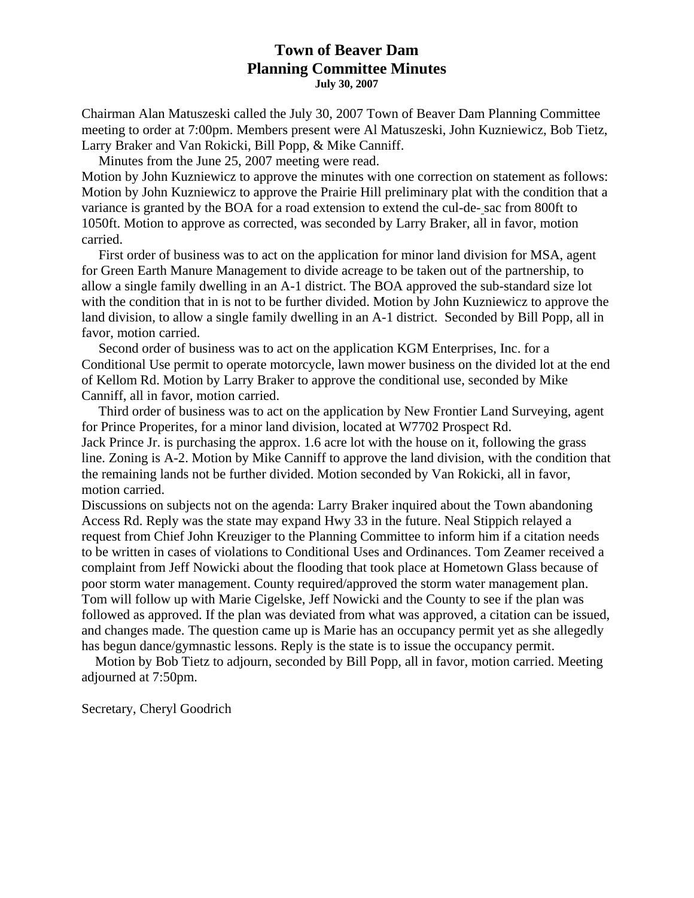# Town of Beaver Dam
# Planning Committee Minutes
**July 30, 2007**

Chairman Alan Matuszeski called the July 30, 2007 Town of Beaver Dam Planning Committee meeting to order at 7:00pm. Members present were Al Matuszeski, John Kuzniewicz, Bob Tietz, Larry Braker and Van Rokicki, Bill Popp, & Mike Canniff.

Minutes from the June 25, 2007 meeting were read.

Motion by John Kuzniewicz to approve the minutes with one correction on statement as follows: Motion by John Kuzniewicz to approve the Prairie Hill preliminary plat with the condition that a variance is granted by the BOA for a road extension to extend the cul-de- sac from 800ft to 1050ft. Motion to approve as corrected, was seconded by Larry Braker, all in favor, motion carried.

First order of business was to act on the application for minor land division for MSA, agent for Green Earth Manure Management to divide acreage to be taken out of the partnership, to allow a single family dwelling in an A-1 district. The BOA approved the sub-standard size lot with the condition that in is not to be further divided. Motion by John Kuzniewicz to approve the land division, to allow a single family dwelling in an A-1 district. Seconded by Bill Popp, all in favor, motion carried.

Second order of business was to act on the application KGM Enterprises, Inc. for a Conditional Use permit to operate motorcycle, lawn mower business on the divided lot at the end of Kellom Rd. Motion by Larry Braker to approve the conditional use, seconded by Mike Canniff, all in favor, motion carried.

Third order of business was to act on the application by New Frontier Land Surveying, agent for Prince Properites, for a minor land division, located at W7702 Prospect Rd.

Jack Prince Jr. is purchasing the approx. 1.6 acre lot with the house on it, following the grass line. Zoning is A-2. Motion by Mike Canniff to approve the land division, with the condition that the remaining lands not be further divided. Motion seconded by Van Rokicki, all in favor, motion carried.

Discussions on subjects not on the agenda: Larry Braker inquired about the Town abandoning Access Rd. Reply was the state may expand Hwy 33 in the future. Neal Stippich relayed a request from Chief John Kreuziger to the Planning Committee to inform him if a citation needs to be written in cases of violations to Conditional Uses and Ordinances. Tom Zeamer received a complaint from Jeff Nowicki about the flooding that took place at Hometown Glass because of poor storm water management. County required/approved the storm water management plan. Tom will follow up with Marie Cigelske, Jeff Nowicki and the County to see if the plan was followed as approved. If the plan was deviated from what was approved, a citation can be issued, and changes made. The question came up is Marie has an occupancy permit yet as she allegedly has begun dance/gymnastic lessons. Reply is the state is to issue the occupancy permit.

Motion by Bob Tietz to adjourn, seconded by Bill Popp, all in favor, motion carried. Meeting adjourned at 7:50pm.

Secretary, Cheryl Goodrich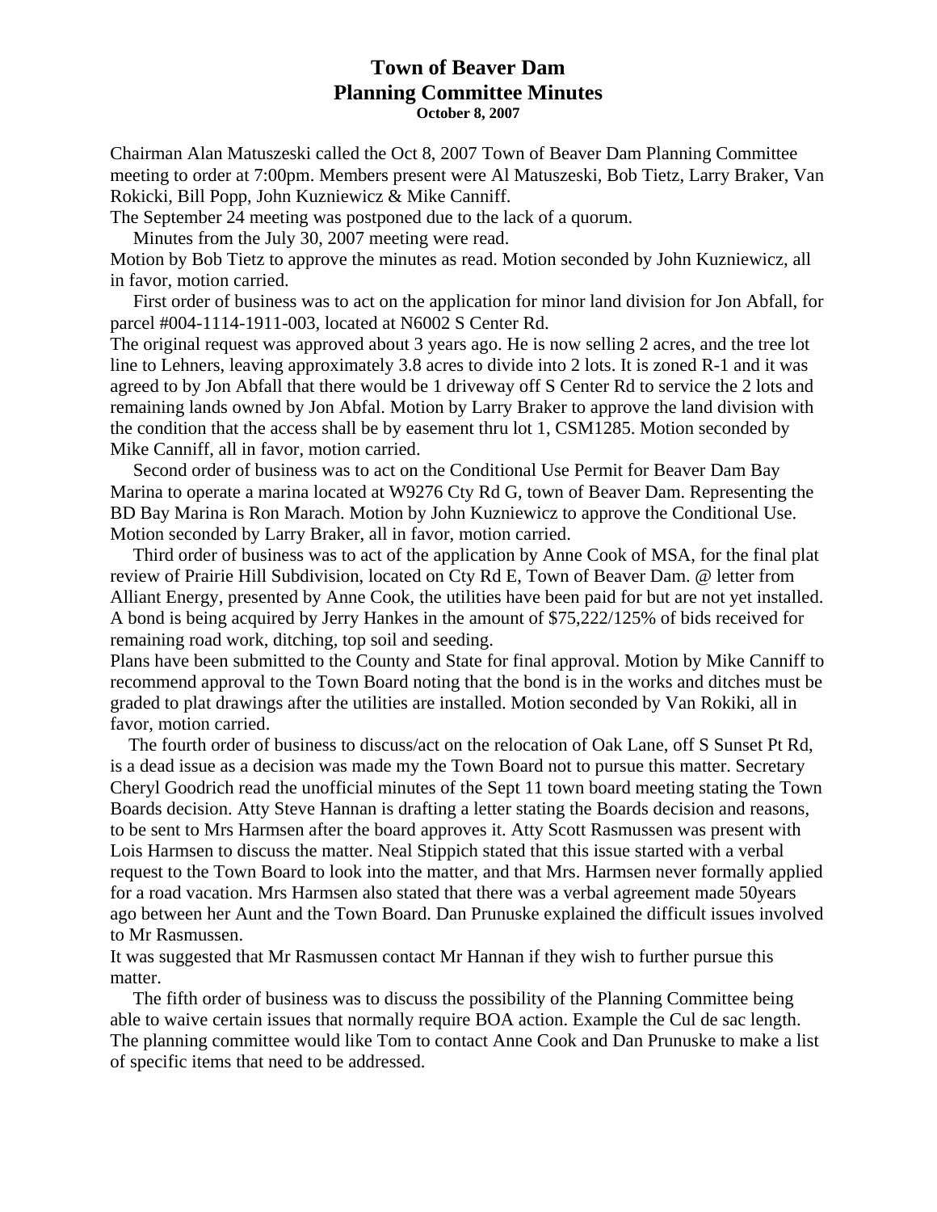# Town of Beaver Dam
## Planning Committee Minutes
**October 8, 2007**

Chairman Alan Matuszeski called the Oct 8, 2007 Town of Beaver Dam Planning Committee meeting to order at 7:00pm. Members present were Al Matuszeski, Bob Tietz, Larry Braker, Van Rokicki, Bill Popp, John Kuzniewicz & Mike Canniff.

The September 24 meeting was postponed due to the lack of a quorum.

Minutes from the July 30, 2007 meeting were read.

Motion by Bob Tietz to approve the minutes as read. Motion seconded by John Kuzniewicz, all in favor, motion carried.

First order of business was to act on the application for minor land division for Jon Abfall, for parcel #004-1114-1911-003, located at N6002 S Center Rd.

The original request was approved about 3 years ago. He is now selling 2 acres, and the tree lot line to Lehners, leaving approximately 3.8 acres to divide into 2 lots. It is zoned R-1 and it was agreed to by Jon Abfall that there would be 1 driveway off S Center Rd to service the 2 lots and remaining lands owned by Jon Abfal. Motion by Larry Braker to approve the land division with the condition that the access shall be by easement thru lot 1, CSM1285. Motion seconded by Mike Canniff, all in favor, motion carried.

Second order of business was to act on the Conditional Use Permit for Beaver Dam Bay Marina to operate a marina located at W9276 Cty Rd G, town of Beaver Dam. Representing the BD Bay Marina is Ron Marach. Motion by John Kuzniewicz to approve the Conditional Use. Motion seconded by Larry Braker, all in favor, motion carried.

Third order of business was to act of the application by Anne Cook of MSA, for the final plat review of Prairie Hill Subdivision, located on Cty Rd E, Town of Beaver Dam. @ letter from Alliant Energy, presented by Anne Cook, the utilities have been paid for but are not yet installed. A bond is being acquired by Jerry Hankes in the amount of $75,222/125% of bids received for remaining road work, ditching, top soil and seeding.

Plans have been submitted to the County and State for final approval. Motion by Mike Canniff to recommend approval to the Town Board noting that the bond is in the works and ditches must be graded to plat drawings after the utilities are installed. Motion seconded by Van Rokiki, all in favor, motion carried.

The fourth order of business to discuss/act on the relocation of Oak Lane, off S Sunset Pt Rd, is a dead issue as a decision was made my the Town Board not to pursue this matter. Secretary Cheryl Goodrich read the unofficial minutes of the Sept 11 town board meeting stating the Town Boards decision. Atty Steve Hannan is drafting a letter stating the Boards decision and reasons, to be sent to Mrs Harmsen after the board approves it. Atty Scott Rasmussen was present with Lois Harmsen to discuss the matter. Neal Stippich stated that this issue started with a verbal request to the Town Board to look into the matter, and that Mrs. Harmsen never formally applied for a road vacation. Mrs Harmsen also stated that there was a verbal agreement made 50years ago between her Aunt and the Town Board. Dan Prunuske explained the difficult issues involved to Mr Rasmussen.

It was suggested that Mr Rasmussen contact Mr Hannan if they wish to further pursue this matter.

The fifth order of business was to discuss the possibility of the Planning Committee being able to waive certain issues that normally require BOA action. Example the Cul de sac length. The planning committee would like Tom to contact Anne Cook and Dan Prunuske to make a list of specific items that need to be addressed.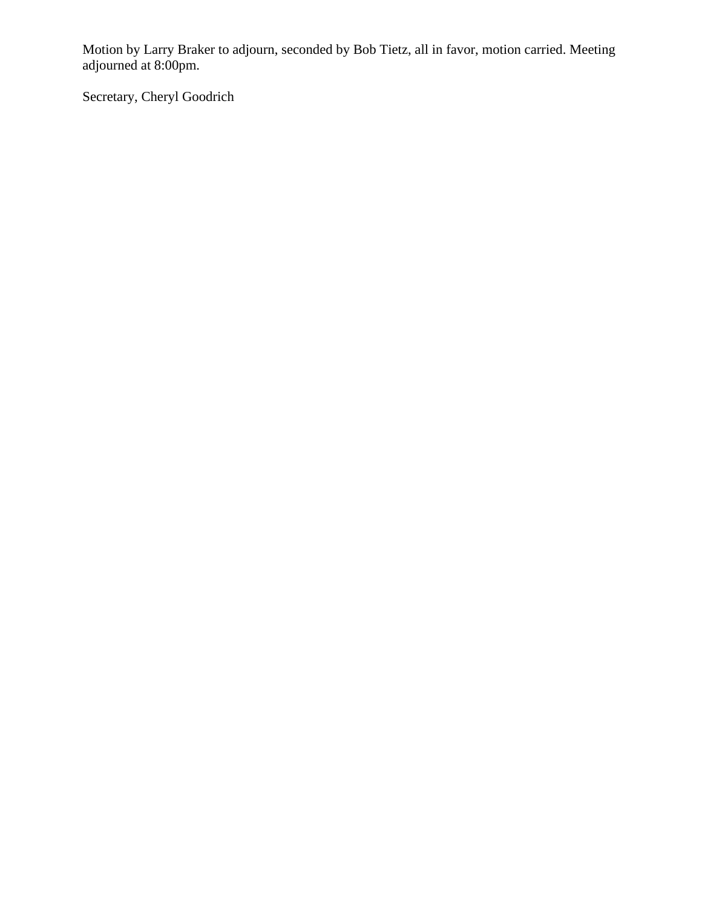Motion by Larry Braker to adjourn, seconded by Bob Tietz, all in favor, motion carried. Meeting adjourned at 8:00pm.

Secretary, Cheryl Goodrich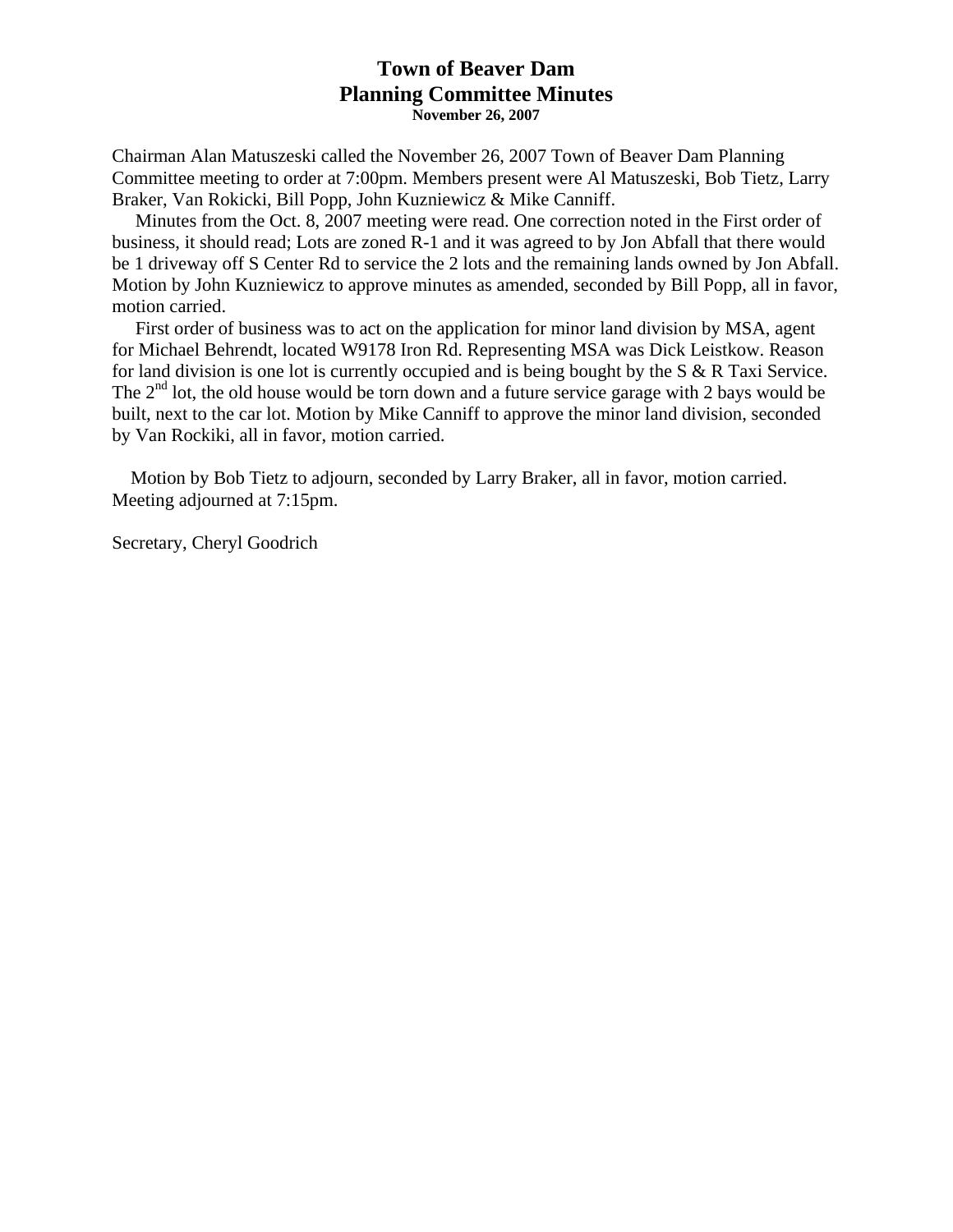# Town of Beaver Dam
# Planning Committee Minutes
**November 26, 2007**

Chairman Alan Matuszeski called the November 26, 2007 Town of Beaver Dam Planning Committee meeting to order at 7:00pm. Members present were Al Matuszeski, Bob Tietz, Larry Braker, Van Rokicki, Bill Popp, John Kuzniewicz & Mike Canniff.

Minutes from the Oct. 8, 2007 meeting were read. One correction noted in the First order of business, it should read; Lots are zoned R-1 and it was agreed to by Jon Abfall that there would be 1 driveway off S Center Rd to service the 2 lots and the remaining lands owned by Jon Abfall. Motion by John Kuzniewicz to approve minutes as amended, seconded by Bill Popp, all in favor, motion carried.

First order of business was to act on the application for minor land division by MSA, agent for Michael Behrendt, located W9178 Iron Rd. Representing MSA was Dick Leistkow. Reason for land division is one lot is currently occupied and is being bought by the S & R Taxi Service. The 2nd lot, the old house would be torn down and a future service garage with 2 bays would be built, next to the car lot. Motion by Mike Canniff to approve the minor land division, seconded by Van Rockiki, all in favor, motion carried.

Motion by Bob Tietz to adjourn, seconded by Larry Braker, all in favor, motion carried. Meeting adjourned at 7:15pm.

Secretary, Cheryl Goodrich